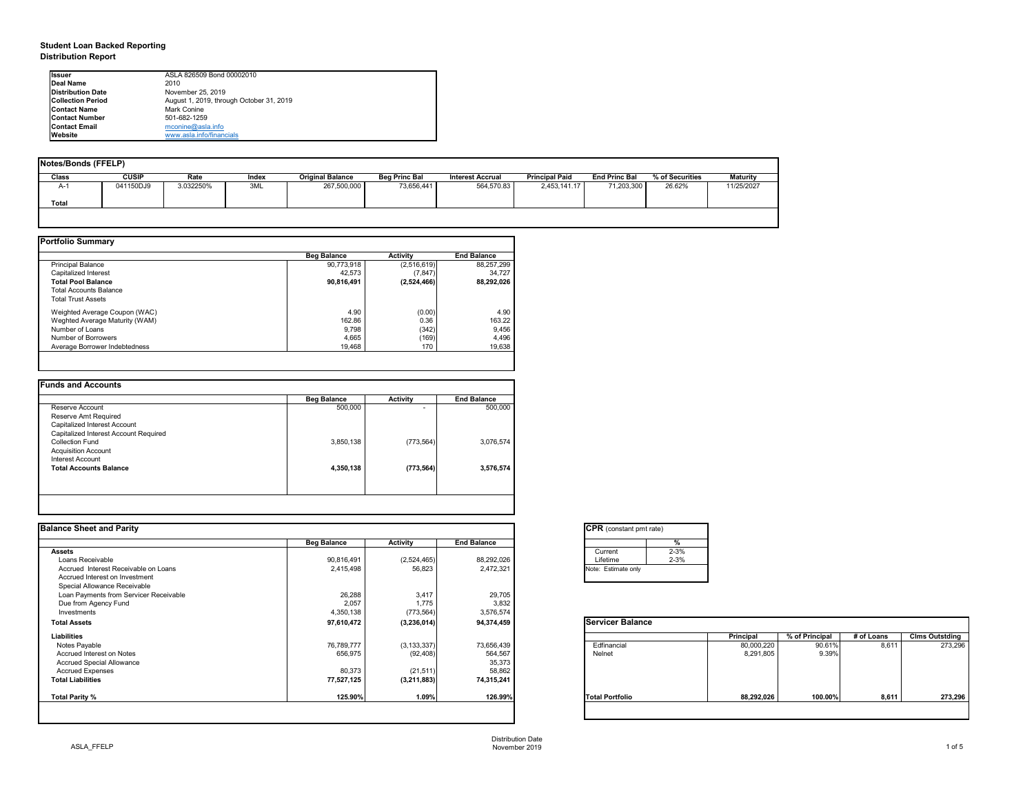# Student Loan Backed Reporting
## Distribution Report

| | |
|---|---|
| **Issuer** | ASLA 826509 Bond 00002010 |
| **Deal Name** | 2010 |
| **Distribution Date** | November 25, 2019 |
| **Collection Period** | August 1, 2019, through October 31, 2019 |
| **Contact Name** | Mark Conine |
| **Contact Number** | 501-682-1259 |
| **Contact Email** | mconine@asla.info |
| **Website** | www.asla.info/financials |

### Notes/Bonds (FFELP)

| Class | CUSIP | Rate | Index | Original Balance | Beg Princ Bal | Interest Accrual | Principal Paid | End Princ Bal | % of Securities | Maturity |
|---|---|---|---|---|---|---|---|---|---|---|
| A-1 | 041150DJ9 | 3.032250% | 3ML | 267,500,000 | 73,656,441 | 564,570.83 | 2,453,141.17 | 71,203,300 | 26.62% | 11/25/2027 |
| **Total** | | | | | | | | | | |

### Portfolio Summary

| | Beg Balance | Activity | End Balance |
|---|---|---|---|
| Principal Balance | 90,773,918 | (2,516,619) | 88,257,299 |
| Capitalized Interest | 42,573 | (7,847) | 34,727 |
| **Total Pool Balance** | **90,816,491** | **(2,524,466)** | **88,292,026** |
| Total Accounts Balance | | | |
| Total Trust Assets | | | |
| Weighted Average Coupon (WAC) | 4.90 | (0.00) | 4.90 |
| Weghted Average Maturity (WAM) | 162.86 | 0.36 | 163.22 |
| Number of Loans | 9,798 | (342) | 9,456 |
| Number of Borrowers | 4,665 | (169) | 4,496 |
| Average Borrower Indebtedness | 19,468 | 170 | 19,638 |

### Funds and Accounts

| | Beg Balance | Activity | End Balance |
|---|---|---|---|
| Reserve Account | 500,000 | - | 500,000 |
| Reserve Amt Required | | | |
| Capitalized Interest Account | | | |
| Capitalized Interest Account Required | | | |
| Collection Fund | 3,850,138 | (773,564) | 3,076,574 |
| Acquisition Account | | | |
| Interest Account | | | |
| **Total Accounts Balance** | **4,350,138** | **(773,564)** | **3,576,574** |

### Balance Sheet and Parity

| | Beg Balance | Activity | End Balance |
|---|---|---|---|
| **Assets** | | | |
| Loans Receivable | 90,816,491 | (2,524,465) | 88,292,026 |
| Accrued Interest Receivable on Loans | 2,415,498 | 56,823 | 2,472,321 |
| Accrued Interest on Investment | | | |
| Special Allowance Receivable | | | |
| Loan Payments from Servicer Receivable | 26,288 | 3,417 | 29,705 |
| Due from Agency Fund | 2,057 | 1,775 | 3,832 |
| Investments | 4,350,138 | (773,564) | 3,576,574 |
| **Total Assets** | **97,610,472** | **(3,236,014)** | **94,374,459** |
| **Liabilities** | | | |
| Notes Payable | 76,789,777 | (3,133,337) | 73,656,439 |
| Accrued Interest on Notes | 656,975 | (92,408) | 564,567 |
| Accrued Special Allowance | | | 35,373 |
| Accrued Expenses | 80,373 | (21,511) | 58,862 |
| **Total Liabilities** | **77,527,125** | **(3,211,883)** | **74,315,241** |
| **Total Parity %** | **125.90%** | **1.09%** | **126.99%** |

### CPR (constant pmt rate)

| | % |
|---|---|
| Current | 2-3% |
| Lifetime | 2-3% |

Note: Estimate only

### Servicer Balance

| | Principal | % of Principal | # of Loans | Clms Outstding |
|---|---|---|---|---|
| Edfinancial | 80,000,220 | 90.61% | 8,611 | 273,296 |
| Nelnet | 8,291,805 | 9.39% | | |
| **Total Portfolio** | **88,292,026** | **100.00%** | **8,611** | **273,296** |

Distribution Date
November 2019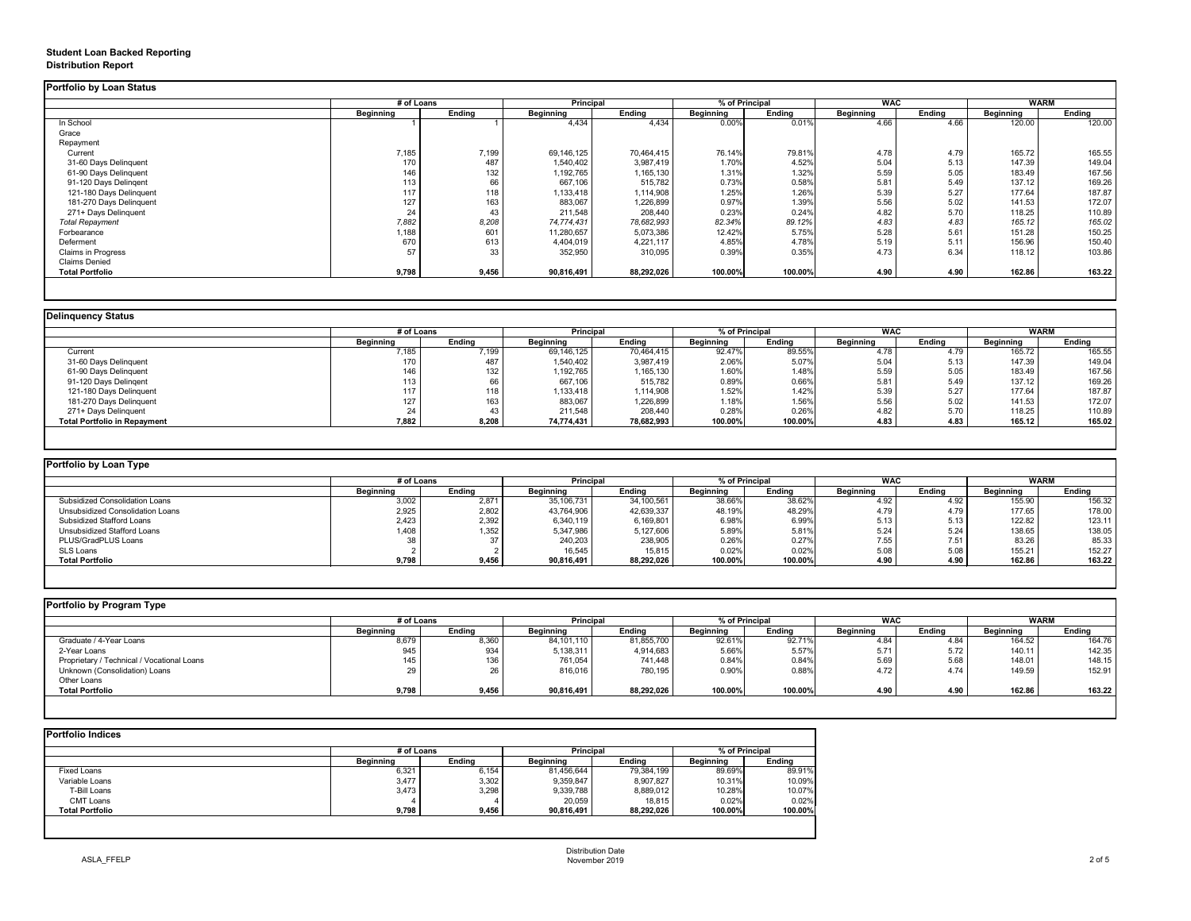# Student Loan Backed Reporting
## Distribution Report

### Portfolio by Loan Status

| | # of Loans | | Principal | | % of Principal | | WAC | | WARM | |
|---|---|---|---|---|---|---|---|---|---|---|
| | Beginning | Ending | Beginning | Ending | Beginning | Ending | Beginning | Ending | Beginning | Ending |
| In School | 1 | 1 | 4,434 | 4,434 | 0.00% | 0.01% | 4.66 | 4.66 | 120.00 | 120.00 |
| Grace | | | | | | | | | | |
| Repayment | | | | | | | | | | |
| Current | 7,185 | 7,199 | 69,146,125 | 70,464,415 | 76.14% | 79.81% | 4.78 | 4.79 | 165.72 | 165.55 |
| 31-60 Days Delinquent | 170 | 487 | 1,540,402 | 3,987,419 | 1.70% | 4.52% | 5.04 | 5.13 | 147.39 | 149.04 |
| 61-90 Days Delinquent | 146 | 132 | 1,192,765 | 1,165,130 | 1.31% | 1.32% | 5.59 | 5.05 | 183.49 | 167.56 |
| 91-120 Days Delingent | 113 | 66 | 667,106 | 515,782 | 0.73% | 0.58% | 5.81 | 5.49 | 137.12 | 169.26 |
| 121-180 Days Delinquent | 117 | 118 | 1,133,418 | 1,114,908 | 1.25% | 1.26% | 5.39 | 5.27 | 177.64 | 187.87 |
| 181-270 Days Delinquent | 127 | 163 | 883,067 | 1,226,899 | 0.97% | 1.39% | 5.56 | 5.02 | 141.53 | 172.07 |
| 271+ Days Delinquent | 24 | 43 | 211,548 | 208,440 | 0.23% | 0.24% | 4.82 | 5.70 | 118.25 | 110.89 |
| *Total Repayment* | *7,882* | *8,208* | *74,774,431* | *78,682,993* | *82.34%* | *89.12%* | *4.83* | *4.83* | *165.12* | *165.02* |
| Forbearance | 1,188 | 601 | 11,280,657 | 5,073,386 | 12.42% | 5.75% | 5.28 | 5.61 | 151.28 | 150.25 |
| Deferment | 670 | 613 | 4,404,019 | 4,221,117 | 4.85% | 4.78% | 5.19 | 5.11 | 156.96 | 150.40 |
| Claims in Progress | 57 | 33 | 352,950 | 310,095 | 0.39% | 0.35% | 4.73 | 6.34 | 118.12 | 103.86 |
| Claims Denied | | | | | | | | | | |
| **Total Portfolio** | **9,798** | **9,456** | **90,816,491** | **88,292,026** | **100.00%** | **100.00%** | **4.90** | **4.90** | **162.86** | **163.22** |

### Delinquency Status

| | # of Loans | | Principal | | % of Principal | | WAC | | WARM | |
|---|---|---|---|---|---|---|---|---|---|---|
| | Beginning | Ending | Beginning | Ending | Beginning | Ending | Beginning | Ending | Beginning | Ending |
| Current | 7,185 | 7,199 | 69,146,125 | 70,464,415 | 92.47% | 89.55% | 4.78 | 4.79 | 165.72 | 165.55 |
| 31-60 Days Delinquent | 170 | 487 | 1,540,402 | 3,987,419 | 2.06% | 5.07% | 5.04 | 5.13 | 147.39 | 149.04 |
| 61-90 Days Delinquent | 146 | 132 | 1,192,765 | 1,165,130 | 1.60% | 1.48% | 5.59 | 5.05 | 183.49 | 167.56 |
| 91-120 Days Delingent | 113 | 66 | 667,106 | 515,782 | 0.89% | 0.66% | 5.81 | 5.49 | 137.12 | 169.26 |
| 121-180 Days Delinquent | 117 | 118 | 1,133,418 | 1,114,908 | 1.52% | 1.42% | 5.39 | 5.27 | 177.64 | 187.87 |
| 181-270 Days Delinquent | 127 | 163 | 883,067 | 1,226,899 | 1.18% | 1.56% | 5.56 | 5.02 | 141.53 | 172.07 |
| 271+ Days Delinquent | 24 | 43 | 211,548 | 208,440 | 0.28% | 0.26% | 4.82 | 5.70 | 118.25 | 110.89 |
| **Total Portfolio in Repayment** | **7,882** | **8,208** | **74,774,431** | **78,682,993** | **100.00%** | **100.00%** | **4.83** | **4.83** | **165.12** | **165.02** |

### Portfolio by Loan Type

| | # of Loans | | Principal | | % of Principal | | WAC | | WARM | |
|---|---|---|---|---|---|---|---|---|---|---|
| | Beginning | Ending | Beginning | Ending | Beginning | Ending | Beginning | Ending | Beginning | Ending |
| Subsidized Consolidation Loans | 3,002 | 2,871 | 35,106,731 | 34,100,561 | 38.66% | 38.62% | 4.92 | 4.92 | 155.90 | 156.32 |
| Unsubsidized Consolidation Loans | 2,925 | 2,802 | 43,764,906 | 42,639,337 | 48.19% | 48.29% | 4.79 | 4.79 | 177.65 | 178.00 |
| Subsidized Stafford Loans | 2,423 | 2,392 | 6,340,119 | 6,169,801 | 6.98% | 6.99% | 5.13 | 5.13 | 122.82 | 123.11 |
| Unsubsidized Stafford Loans | 1,408 | 1,352 | 5,347,986 | 5,127,606 | 5.89% | 5.81% | 5.24 | 5.24 | 138.65 | 138.05 |
| PLUS/GradPLUS Loans | 38 | 37 | 240,203 | 238,905 | 0.26% | 0.27% | 7.55 | 7.51 | 83.26 | 85.33 |
| SLS Loans | 2 | 2 | 16,545 | 15,815 | 0.02% | 0.02% | 5.08 | 5.08 | 155.21 | 152.27 |
| **Total Portfolio** | **9,798** | **9,456** | **90,816,491** | **88,292,026** | **100.00%** | **100.00%** | **4.90** | **4.90** | **162.86** | **163.22** |

### Portfolio by Program Type

| | # of Loans | | Principal | | % of Principal | | WAC | | WARM | |
|---|---|---|---|---|---|---|---|---|---|---|
| | Beginning | Ending | Beginning | Ending | Beginning | Ending | Beginning | Ending | Beginning | Ending |
| Graduate / 4-Year Loans | 8,679 | 8,360 | 84,101,110 | 81,855,700 | 92.61% | 92.71% | 4.84 | 4.84 | 164.52 | 164.76 |
| 2-Year Loans | 945 | 934 | 5,138,311 | 4,914,683 | 5.66% | 5.57% | 5.71 | 5.72 | 140.11 | 142.35 |
| Proprietary / Technical / Vocational Loans | 145 | 136 | 761,054 | 741,448 | 0.84% | 0.84% | 5.69 | 5.68 | 148.01 | 148.15 |
| Unknown (Consolidation) Loans | 29 | 26 | 816,016 | 780,195 | 0.90% | 0.88% | 4.72 | 4.74 | 149.59 | 152.91 |
| Other Loans | | | | | | | | | | |
| **Total Portfolio** | **9,798** | **9,456** | **90,816,491** | **88,292,026** | **100.00%** | **100.00%** | **4.90** | **4.90** | **162.86** | **163.22** |

### Portfolio Indices

| | # of Loans | | Principal | | % of Principal | |
|---|---|---|---|---|---|---|
| | Beginning | Ending | Beginning | Ending | Beginning | Ending |
| Fixed Loans | 6,321 | 6,154 | 81,456,644 | 79,384,199 | 89.69% | 89.91% |
| Variable Loans | 3,477 | 3,302 | 9,359,847 | 8,907,827 | 10.31% | 10.09% |
| T-Bill Loans | 3,473 | 3,298 | 9,339,788 | 8,889,012 | 10.28% | 10.07% |
| CMT Loans | 4 | 4 | 20,059 | 18,815 | 0.02% | 0.02% |
| **Total Portfolio** | **9,798** | **9,456** | **90,816,491** | **88,292,026** | **100.00%** | **100.00%** |

ASLA_FFELP

Distribution Date
November 2019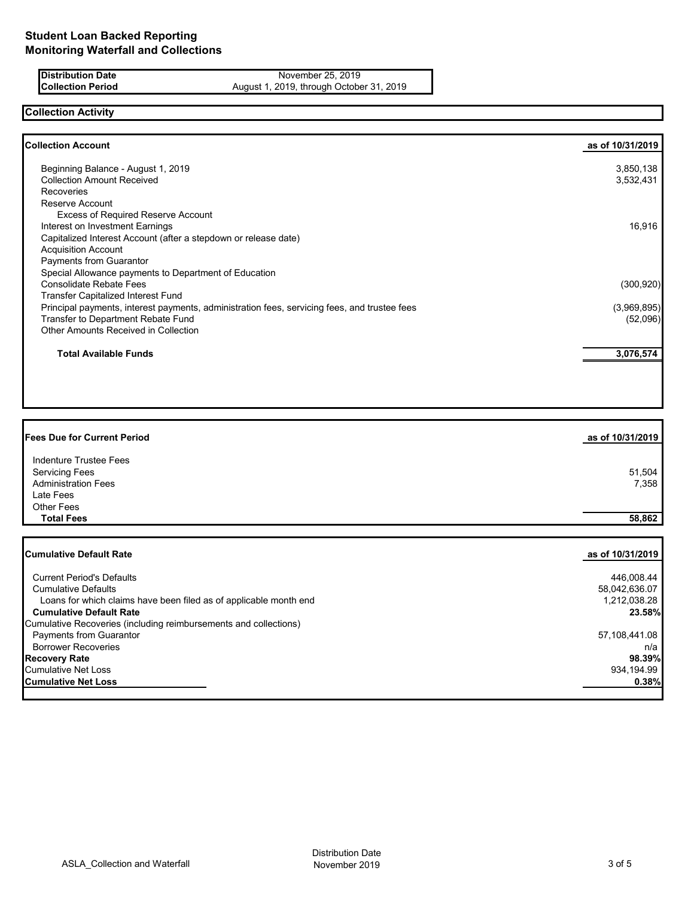# Student Loan Backed Reporting
# Monitoring Waterfall and Collections

| | |
|---|---|
| **Distribution Date** | November 25, 2019 |
| **Collection Period** | August 1, 2019, through October 31, 2019 |

## Collection Activity

| **Collection Account** | **as of 10/31/2019** |
|---|---|
| Beginning Balance - August 1, 2019 | 3,850,138 |
| Collection Amount Received | 3,532,431 |
| Recoveries | |
| Reserve Account | |
| Excess of Required Reserve Account | |
| Interest on Investment Earnings | 16,916 |
| Capitalized Interest Account (after a stepdown or release date) | |
| Acquisition Account | |
| Payments from Guarantor | |
| Special Allowance payments to Department of Education | |
| Consolidate Rebate Fees | (300,920) |
| Transfer Capitalized Interest Fund | |
| Principal payments, interest payments, administration fees, servicing fees, and trustee fees | (3,969,895) |
| Transfer to Department Rebate Fund | (52,096) |
| Other Amounts Received in Collection | |
| **Total Available Funds** | **3,076,574** |

| **Fees Due for Current Period** | **as of 10/31/2019** |
|---|---|
| Indenture Trustee Fees | |
| Servicing Fees | 51,504 |
| Administration Fees | 7,358 |
| Late Fees | |
| Other Fees | |
| **Total Fees** | **58,862** |

| **Cumulative Default Rate** | **as of 10/31/2019** |
|---|---|
| Current Period's Defaults | 446,008.44 |
| Cumulative Defaults | 58,042,636.07 |
| Loans for which claims have been filed as of applicable month end | 1,212,038.28 |
| **Cumulative Default Rate** | **23.58%** |
| Cumulative Recoveries (including reimbursements and collections) | |
| Payments from Guarantor | 57,108,441.08 |
| Borrower Recoveries | n/a |
| **Recovery Rate** | **98.39%** |
| Cumulative Net Loss | 934,194.99 |
| **Cumulative Net Loss** | **0.38%** |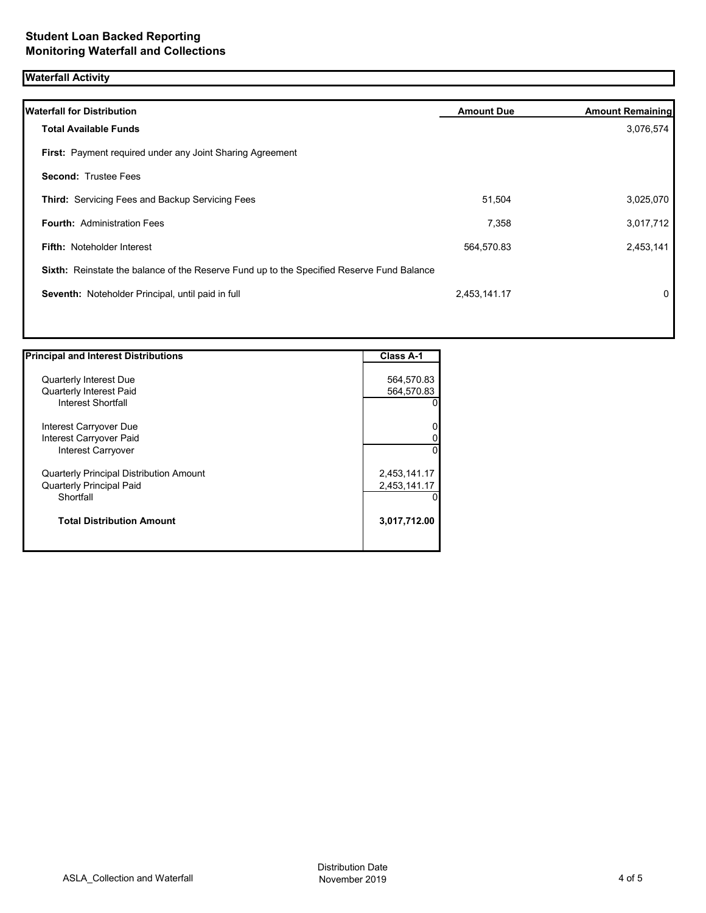# Student Loan Backed Reporting
## Monitoring Waterfall and Collections

### Waterfall Activity

| Waterfall for Distribution | Amount Due | Amount Remaining |
|---|---|---|
| **Total Available Funds** | | 3,076,574 |
| **First:** Payment required under any Joint Sharing Agreement | | |
| **Second:** Trustee Fees | | |
| **Third:** Servicing Fees and Backup Servicing Fees | 51,504 | 3,025,070 |
| **Fourth:** Administration Fees | 7,358 | 3,017,712 |
| **Fifth:** Noteholder Interest | 564,570.83 | 2,453,141 |
| **Sixth:** Reinstate the balance of the Reserve Fund up to the Specified Reserve Fund Balance | | |
| **Seventh:** Noteholder Principal, until paid in full | 2,453,141.17 | 0 |

| Principal and Interest Distributions | Class A-1 |
|---|---|
| Quarterly Interest Due | 564,570.83 |
| Quarterly Interest Paid | 564,570.83 |
| Interest Shortfall | 0 |
| Interest Carryover Due | 0 |
| Interest Carryover Paid | 0 |
| Interest Carryover | 0 |
| Quarterly Principal Distribution Amount | 2,453,141.17 |
| Quarterly Principal Paid | 2,453,141.17 |
| Shortfall | 0 |
| **Total Distribution Amount** | **3,017,712.00** |

ASLA_Collection and Waterfall

Distribution Date November 2019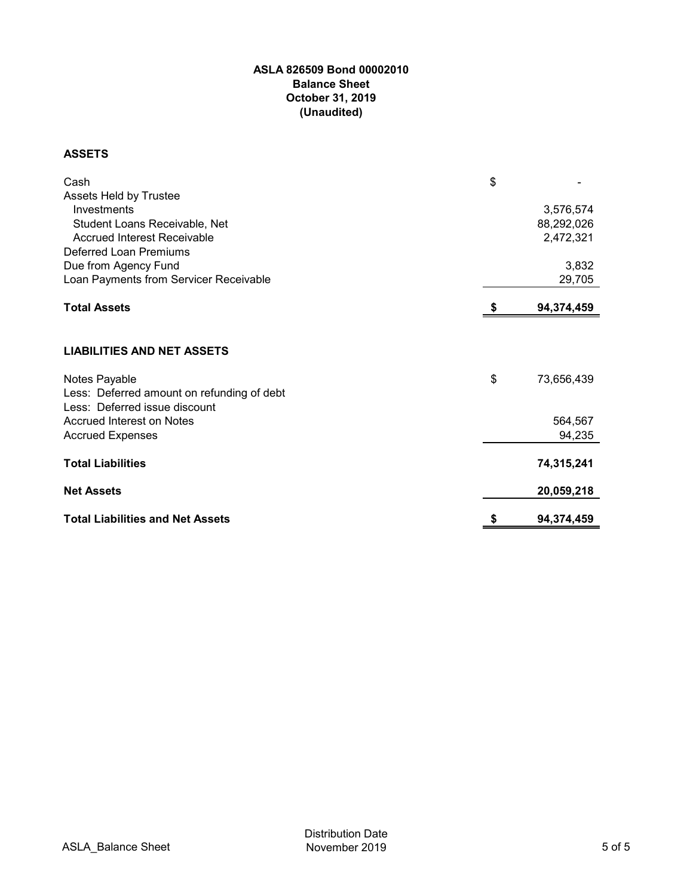**ASLA 826509 Bond 00002010**
**Balance Sheet**
**October 31, 2019**
**(Unaudited)**

**ASSETS**

| | | |
|---|---|---|
| Cash | $ | - |
| Assets Held by Trustee | | |
| Investments | | 3,576,574 |
| Student Loans Receivable, Net | | 88,292,026 |
| Accrued Interest Receivable | | 2,472,321 |
| Deferred Loan Premiums | | |
| Due from Agency Fund | | 3,832 |
| Loan Payments from Servicer Receivable | | 29,705 |
| **Total Assets** | **$** | **94,374,459** |

**LIABILITIES AND NET ASSETS**

| | | |
|---|---|---|
| Notes Payable | $ | 73,656,439 |
| Less: Deferred amount on refunding of debt | | |
| Less: Deferred issue discount | | |
| Accrued Interest on Notes | | 564,567 |
| Accrued Expenses | | 94,235 |
| **Total Liabilities** | | **74,315,241** |
| **Net Assets** | | **20,059,218** |
| **Total Liabilities and Net Assets** | **$** | **94,374,459** |

ASLA_Balance Sheet

Distribution Date
November 2019